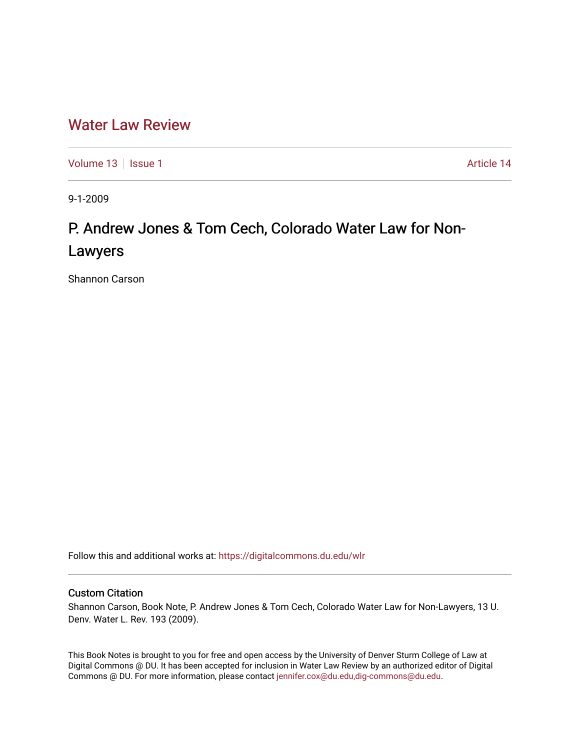# Water Law Review

Volume 13 | Issue 1 | Article 14

9-1-2009

## P. Andrew Jones & Tom Cech, Colorado Water Law for Non-Lawyers

Shannon Carson

Follow this and additional works at: https://digitalcommons.du.edu/wlr

### Custom Citation

Shannon Carson, Book Note, P. Andrew Jones & Tom Cech, Colorado Water Law for Non-Lawyers, 13 U. Denv. Water L. Rev. 193 (2009).

This Book Notes is brought to you for free and open access by the University of Denver Sturm College of Law at Digital Commons @ DU. It has been accepted for inclusion in Water Law Review by an authorized editor of Digital Commons @ DU. For more information, please contact jennifer.cox@du.edu,dig-commons@du.edu.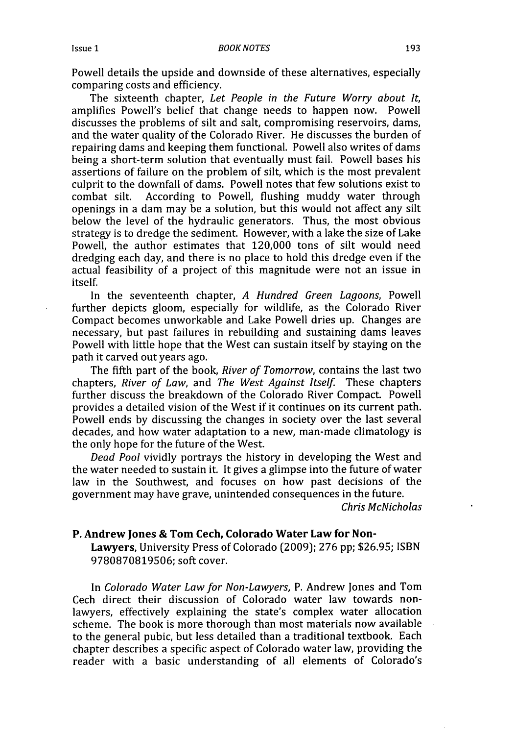Powell details the upside and downside of these alternatives, especially comparing costs and efficiency.

The sixteenth chapter, *Let People in the Future Worry about It*, amplifies Powell's belief that change needs to happen now. Powell discusses the problems of silt and salt, compromising reservoirs, dams, and the water quality of the Colorado River. He discusses the burden of repairing dams and keeping them functional. Powell also writes of dams being a short-term solution that eventually must fail. Powell bases his assertions of failure on the problem of silt, which is the most prevalent culprit to the downfall of dams. Powell notes that few solutions exist to combat silt. According to Powell, flushing muddy water through openings in a dam may be a solution, but this would not affect any silt below the level of the hydraulic generators. Thus, the most obvious strategy is to dredge the sediment. However, with a lake the size of Lake Powell, the author estimates that 120,000 tons of silt would need dredging each day, and there is no place to hold this dredge even if the actual feasibility of a project of this magnitude were not an issue in itself.

In the seventeenth chapter, *A Hundred Green Lagoons*, Powell further depicts gloom, especially for wildlife, as the Colorado River Compact becomes unworkable and Lake Powell dries up. Changes are necessary, but past failures in rebuilding and sustaining dams leaves Powell with little hope that the West can sustain itself by staying on the path it carved out years ago.

The fifth part of the book, *River of Tomorrow*, contains the last two chapters, *River of Law*, and *The West Against Itself*. These chapters further discuss the breakdown of the Colorado River Compact. Powell provides a detailed vision of the West if it continues on its current path. Powell ends by discussing the changes in society over the last several decades, and how water adaptation to a new, man-made climatology is the only hope for the future of the West.

*Dead Pool* vividly portrays the history in developing the West and the water needed to sustain it. It gives a glimpse into the future of water law in the Southwest, and focuses on how past decisions of the government may have grave, unintended consequences in the future.

*Chris McNicholas*

**P. Andrew Jones & Tom Cech, Colorado Water Law for Non-Lawyers**, University Press of Colorado (2009); 276 pp; $26.95; ISBN 9780870819506; soft cover.

In *Colorado Water Law for Non-Lawyers*, P. Andrew Jones and Tom Cech direct their discussion of Colorado water law towards non-lawyers, effectively explaining the state's complex water allocation scheme. The book is more thorough than most materials now available to the general pubic, but less detailed than a traditional textbook. Each chapter describes a specific aspect of Colorado water law, providing the reader with a basic understanding of all elements of Colorado's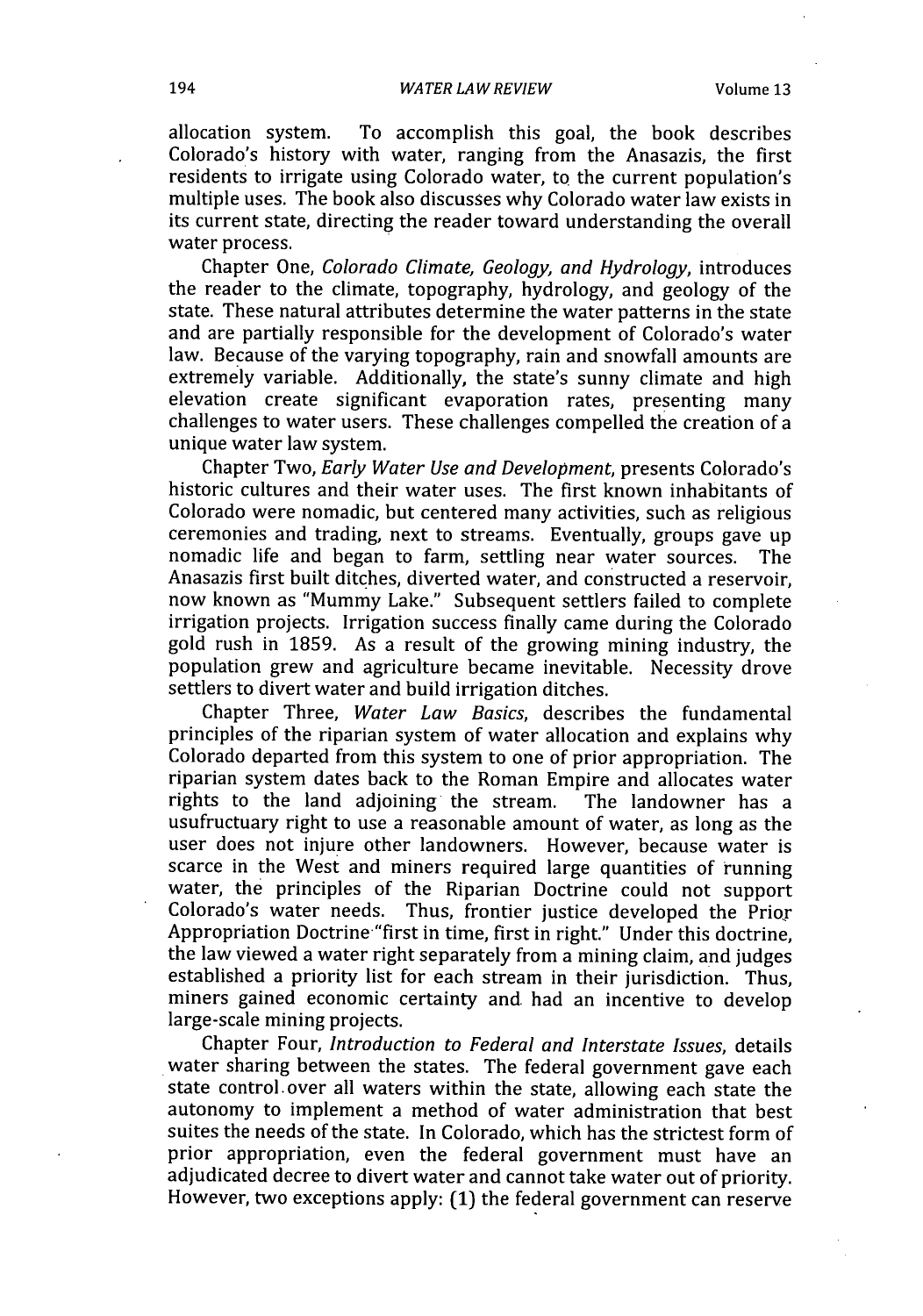allocation system. To accomplish this goal, the book describes Colorado's history with water, ranging from the Anasazis, the first residents to irrigate using Colorado water, to the current population's multiple uses. The book also discusses why Colorado water law exists in its current state, directing the reader toward understanding the overall water process.

Chapter One, *Colorado Climate, Geology, and Hydrology*, introduces the reader to the climate, topography, hydrology, and geology of the state. These natural attributes determine the water patterns in the state and are partially responsible for the development of Colorado's water law. Because of the varying topography, rain and snowfall amounts are extremely variable. Additionally, the state's sunny climate and high elevation create significant evaporation rates, presenting many challenges to water users. These challenges compelled the creation of a unique water law system.

Chapter Two, *Early Water Use and Development*, presents Colorado's historic cultures and their water uses. The first known inhabitants of Colorado were nomadic, but centered many activities, such as religious ceremonies and trading, next to streams. Eventually, groups gave up nomadic life and began to farm, settling near water sources. The Anasazis first built ditches, diverted water, and constructed a reservoir, now known as "Mummy Lake." Subsequent settlers failed to complete irrigation projects. Irrigation success finally came during the Colorado gold rush in 1859. As a result of the growing mining industry, the population grew and agriculture became inevitable. Necessity drove settlers to divert water and build irrigation ditches.

Chapter Three, *Water Law Basics*, describes the fundamental principles of the riparian system of water allocation and explains why Colorado departed from this system to one of prior appropriation. The riparian system dates back to the Roman Empire and allocates water rights to the land adjoining the stream. The landowner has a usufructuary right to use a reasonable amount of water, as long as the user does not injure other landowners. However, because water is scarce in the West and miners required large quantities of running water, the principles of the Riparian Doctrine could not support Colorado's water needs. Thus, frontier justice developed the Prior Appropriation Doctrine "first in time, first in right." Under this doctrine, the law viewed a water right separately from a mining claim, and judges established a priority list for each stream in their jurisdiction. Thus, miners gained economic certainty and had an incentive to develop large-scale mining projects.

Chapter Four, *Introduction to Federal and Interstate Issues*, details water sharing between the states. The federal government gave each state control over all waters within the state, allowing each state the autonomy to implement a method of water administration that best suites the needs of the state. In Colorado, which has the strictest form of prior appropriation, even the federal government must have an adjudicated decree to divert water and cannot take water out of priority. However, two exceptions apply: (1) the federal government can reserve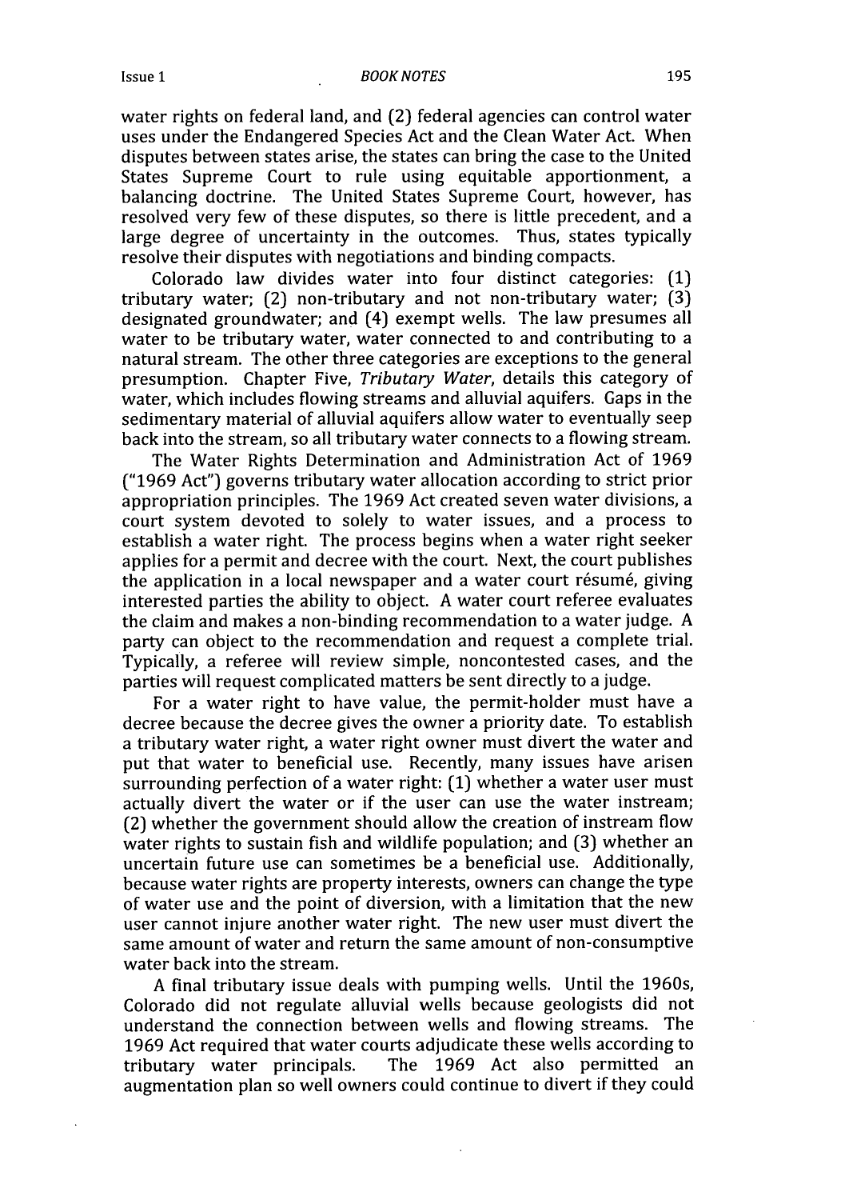water rights on federal land, and (2) federal agencies can control water uses under the Endangered Species Act and the Clean Water Act. When disputes between states arise, the states can bring the case to the United States Supreme Court to rule using equitable apportionment, a balancing doctrine. The United States Supreme Court, however, has resolved very few of these disputes, so there is little precedent, and a large degree of uncertainty in the outcomes. Thus, states typically resolve their disputes with negotiations and binding compacts.

Colorado law divides water into four distinct categories: (1) tributary water; (2) non-tributary and not non-tributary water; (3) designated groundwater; and (4) exempt wells. The law presumes all water to be tributary water, water connected to and contributing to a natural stream. The other three categories are exceptions to the general presumption. Chapter Five, *Tributary Water*, details this category of water, which includes flowing streams and alluvial aquifers. Gaps in the sedimentary material of alluvial aquifers allow water to eventually seep back into the stream, so all tributary water connects to a flowing stream.

The Water Rights Determination and Administration Act of 1969 ("1969 Act") governs tributary water allocation according to strict prior appropriation principles. The 1969 Act created seven water divisions, a court system devoted to solely to water issues, and a process to establish a water right. The process begins when a water right seeker applies for a permit and decree with the court. Next, the court publishes the application in a local newspaper and a water court résumé, giving interested parties the ability to object. A water court referee evaluates the claim and makes a non-binding recommendation to a water judge. A party can object to the recommendation and request a complete trial. Typically, a referee will review simple, noncontested cases, and the parties will request complicated matters be sent directly to a judge.

For a water right to have value, the permit-holder must have a decree because the decree gives the owner a priority date. To establish a tributary water right, a water right owner must divert the water and put that water to beneficial use. Recently, many issues have arisen surrounding perfection of a water right: (1) whether a water user must actually divert the water or if the user can use the water instream; (2) whether the government should allow the creation of instream flow water rights to sustain fish and wildlife population; and (3) whether an uncertain future use can sometimes be a beneficial use. Additionally, because water rights are property interests, owners can change the type of water use and the point of diversion, with a limitation that the new user cannot injure another water right. The new user must divert the same amount of water and return the same amount of non-consumptive water back into the stream.

A final tributary issue deals with pumping wells. Until the 1960s, Colorado did not regulate alluvial wells because geologists did not understand the connection between wells and flowing streams. The 1969 Act required that water courts adjudicate these wells according to tributary water principals. The 1969 Act also permitted an augmentation plan so well owners could continue to divert if they could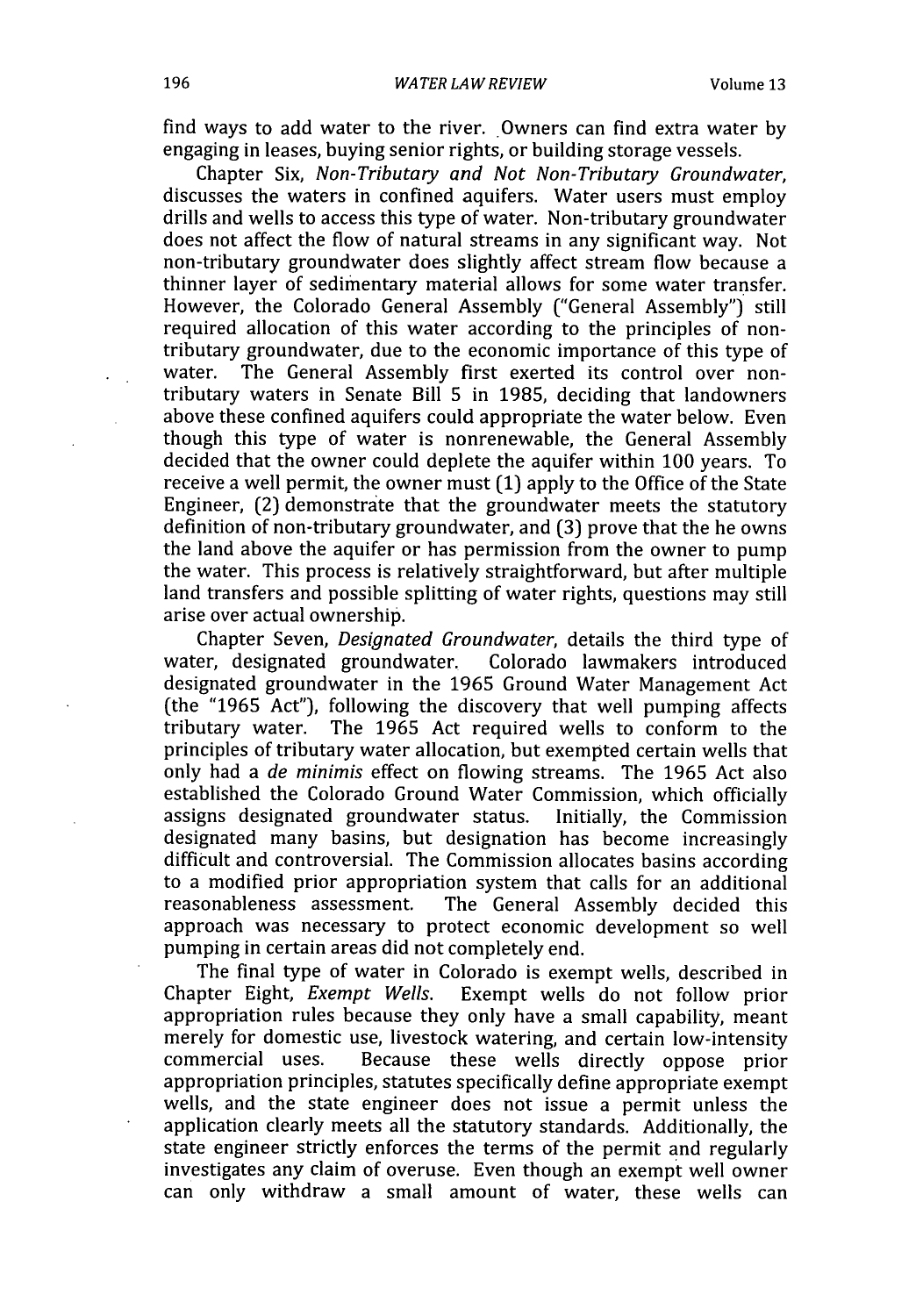find ways to add water to the river. Owners can find extra water by engaging in leases, buying senior rights, or building storage vessels.

Chapter Six, *Non-Tributary and Not Non-Tributary Groundwater*, discusses the waters in confined aquifers. Water users must employ drills and wells to access this type of water. Non-tributary groundwater does not affect the flow of natural streams in any significant way. Not non-tributary groundwater does slightly affect stream flow because a thinner layer of sedimentary material allows for some water transfer. However, the Colorado General Assembly ("General Assembly") still required allocation of this water according to the principles of non-tributary groundwater, due to the economic importance of this type of water. The General Assembly first exerted its control over non-tributary waters in Senate Bill 5 in 1985, deciding that landowners above these confined aquifers could appropriate the water below. Even though this type of water is nonrenewable, the General Assembly decided that the owner could deplete the aquifer within 100 years. To receive a well permit, the owner must (1) apply to the Office of the State Engineer, (2) demonstrate that the groundwater meets the statutory definition of non-tributary groundwater, and (3) prove that the he owns the land above the aquifer or has permission from the owner to pump the water. This process is relatively straightforward, but after multiple land transfers and possible splitting of water rights, questions may still arise over actual ownership.

Chapter Seven, *Designated Groundwater*, details the third type of water, designated groundwater. Colorado lawmakers introduced designated groundwater in the 1965 Ground Water Management Act (the "1965 Act"), following the discovery that well pumping affects tributary water. The 1965 Act required wells to conform to the principles of tributary water allocation, but exempted certain wells that only had a *de minimis* effect on flowing streams. The 1965 Act also established the Colorado Ground Water Commission, which officially assigns designated groundwater status. Initially, the Commission designated many basins, but designation has become increasingly difficult and controversial. The Commission allocates basins according to a modified prior appropriation system that calls for an additional reasonableness assessment. The General Assembly decided this approach was necessary to protect economic development so well pumping in certain areas did not completely end.

The final type of water in Colorado is exempt wells, described in Chapter Eight, *Exempt Wells*. Exempt wells do not follow prior appropriation rules because they only have a small capability, meant merely for domestic use, livestock watering, and certain low-intensity commercial uses. Because these wells directly oppose prior appropriation principles, statutes specifically define appropriate exempt wells, and the state engineer does not issue a permit unless the application clearly meets all the statutory standards. Additionally, the state engineer strictly enforces the terms of the permit and regularly investigates any claim of overuse. Even though an exempt well owner can only withdraw a small amount of water, these wells can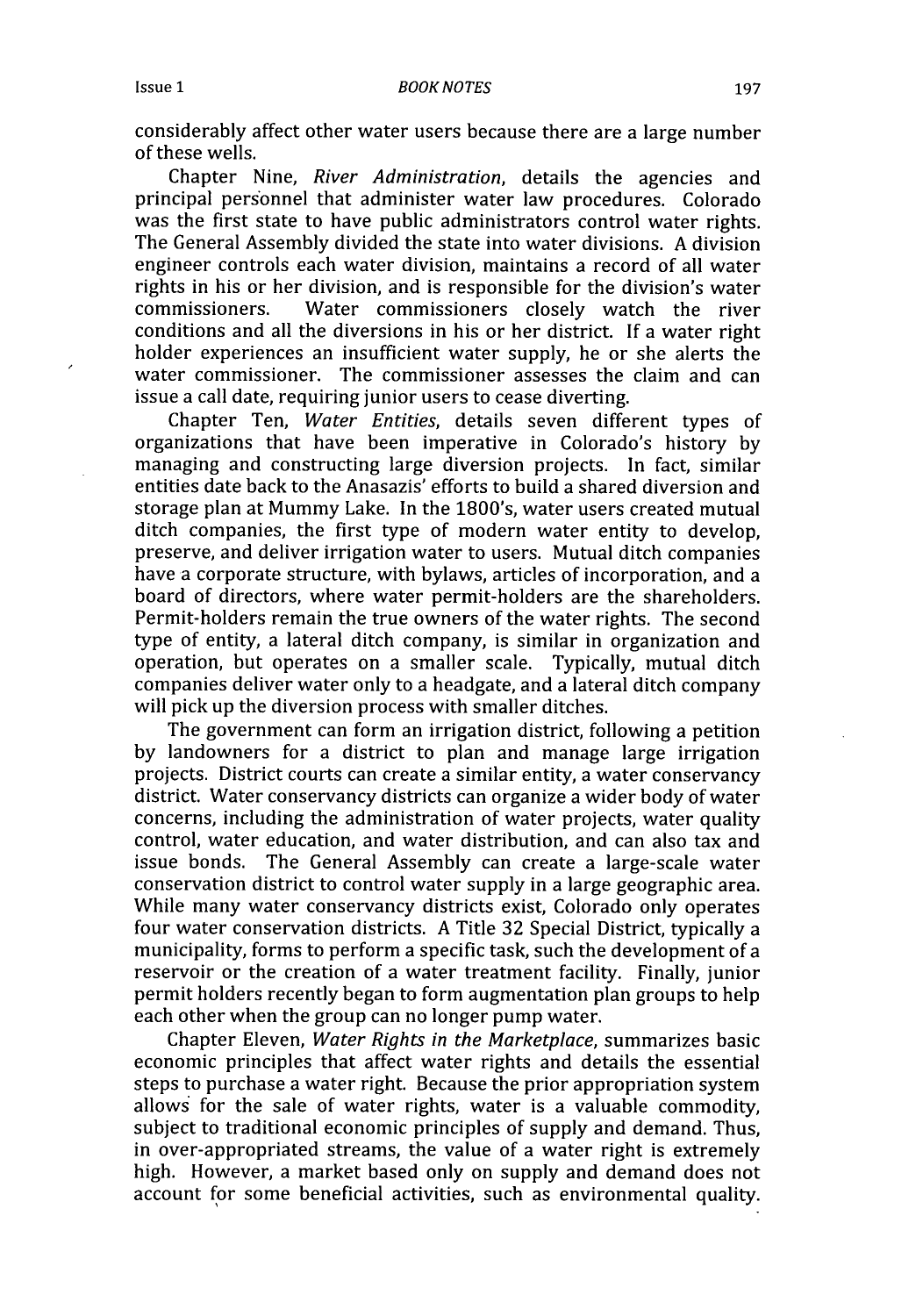considerably affect other water users because there are a large number of these wells.

Chapter Nine, *River Administration*, details the agencies and principal personnel that administer water law procedures. Colorado was the first state to have public administrators control water rights. The General Assembly divided the state into water divisions. A division engineer controls each water division, maintains a record of all water rights in his or her division, and is responsible for the division's water commissioners. Water commissioners closely watch the river conditions and all the diversions in his or her district. If a water right holder experiences an insufficient water supply, he or she alerts the water commissioner. The commissioner assesses the claim and can issue a call date, requiring junior users to cease diverting.

Chapter Ten, *Water Entities*, details seven different types of organizations that have been imperative in Colorado's history by managing and constructing large diversion projects. In fact, similar entities date back to the Anasazis' efforts to build a shared diversion and storage plan at Mummy Lake. In the 1800's, water users created mutual ditch companies, the first type of modern water entity to develop, preserve, and deliver irrigation water to users. Mutual ditch companies have a corporate structure, with bylaws, articles of incorporation, and a board of directors, where water permit-holders are the shareholders. Permit-holders remain the true owners of the water rights. The second type of entity, a lateral ditch company, is similar in organization and operation, but operates on a smaller scale. Typically, mutual ditch companies deliver water only to a headgate, and a lateral ditch company will pick up the diversion process with smaller ditches.

The government can form an irrigation district, following a petition by landowners for a district to plan and manage large irrigation projects. District courts can create a similar entity, a water conservancy district. Water conservancy districts can organize a wider body of water concerns, including the administration of water projects, water quality control, water education, and water distribution, and can also tax and issue bonds. The General Assembly can create a large-scale water conservation district to control water supply in a large geographic area. While many water conservancy districts exist, Colorado only operates four water conservation districts. A Title 32 Special District, typically a municipality, forms to perform a specific task, such the development of a reservoir or the creation of a water treatment facility. Finally, junior permit holders recently began to form augmentation plan groups to help each other when the group can no longer pump water.

Chapter Eleven, *Water Rights in the Marketplace*, summarizes basic economic principles that affect water rights and details the essential steps to purchase a water right. Because the prior appropriation system allows for the sale of water rights, water is a valuable commodity, subject to traditional economic principles of supply and demand. Thus, in over-appropriated streams, the value of a water right is extremely high. However, a market based only on supply and demand does not account for some beneficial activities, such as environmental quality.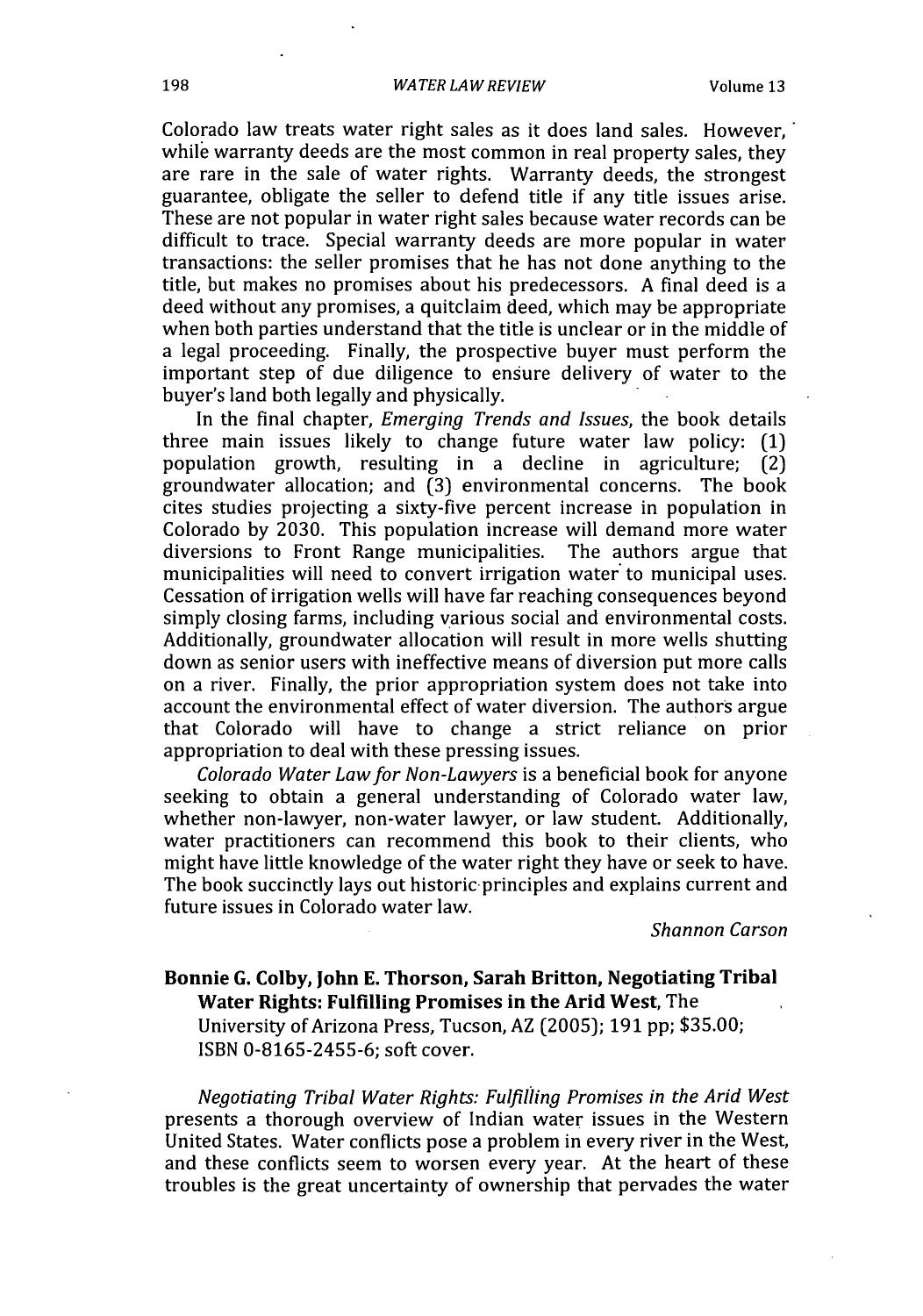Colorado law treats water right sales as it does land sales. However, while warranty deeds are the most common in real property sales, they are rare in the sale of water rights. Warranty deeds, the strongest guarantee, obligate the seller to defend title if any title issues arise. These are not popular in water right sales because water records can be difficult to trace. Special warranty deeds are more popular in water transactions: the seller promises that he has not done anything to the title, but makes no promises about his predecessors. A final deed is a deed without any promises, a quitclaim deed, which may be appropriate when both parties understand that the title is unclear or in the middle of a legal proceeding. Finally, the prospective buyer must perform the important step of due diligence to ensure delivery of water to the buyer's land both legally and physically.

In the final chapter, *Emerging Trends and Issues*, the book details three main issues likely to change future water law policy: (1) population growth, resulting in a decline in agriculture; (2) groundwater allocation; and (3) environmental concerns. The book cites studies projecting a sixty-five percent increase in population in Colorado by 2030. This population increase will demand more water diversions to Front Range municipalities. The authors argue that municipalities will need to convert irrigation water to municipal uses. Cessation of irrigation wells will have far reaching consequences beyond simply closing farms, including various social and environmental costs. Additionally, groundwater allocation will result in more wells shutting down as senior users with ineffective means of diversion put more calls on a river. Finally, the prior appropriation system does not take into account the environmental effect of water diversion. The authors argue that Colorado will have to change a strict reliance on prior appropriation to deal with these pressing issues.

*Colorado Water Law for Non-Lawyers* is a beneficial book for anyone seeking to obtain a general understanding of Colorado water law, whether non-lawyer, non-water lawyer, or law student. Additionally, water practitioners can recommend this book to their clients, who might have little knowledge of the water right they have or seek to have. The book succinctly lays out historic principles and explains current and future issues in Colorado water law.

*Shannon Carson*

**Bonnie G. Colby, John E. Thorson, Sarah Britton, Negotiating Tribal Water Rights: Fulfilling Promises in the Arid West**, The University of Arizona Press, Tucson, AZ (2005); 191 pp; $35.00; ISBN 0-8165-2455-6; soft cover.

*Negotiating Tribal Water Rights: Fulfilling Promises in the Arid West* presents a thorough overview of Indian water issues in the Western United States. Water conflicts pose a problem in every river in the West, and these conflicts seem to worsen every year. At the heart of these troubles is the great uncertainty of ownership that pervades the water